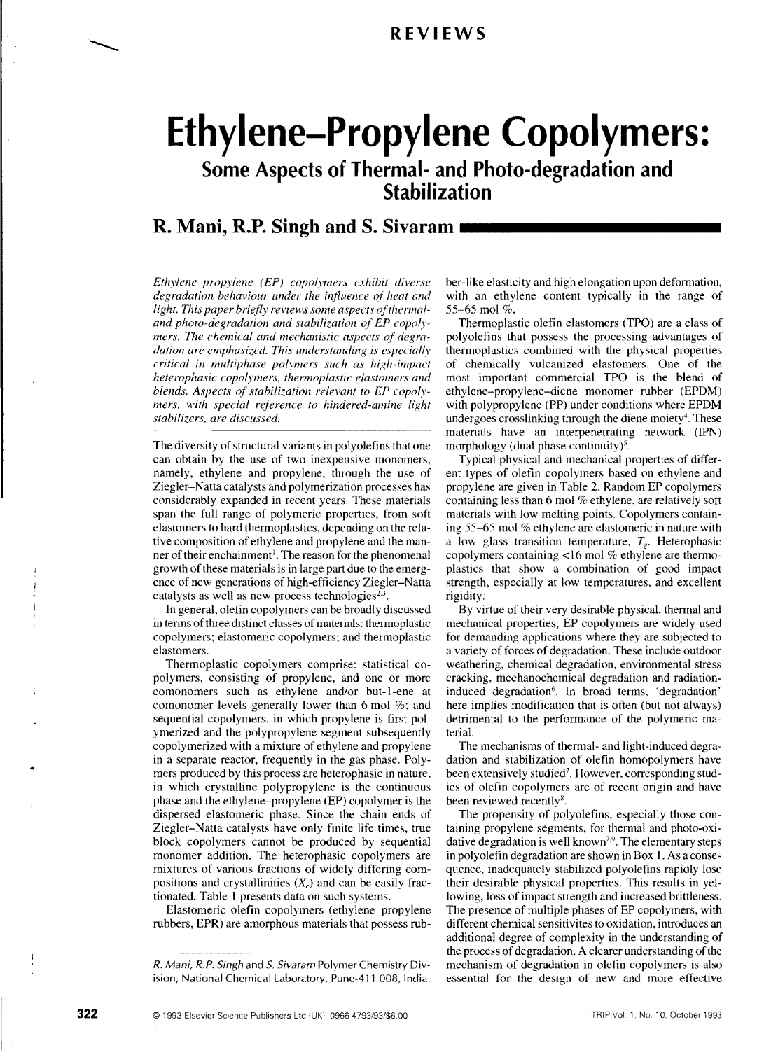# Ethylene–Propylene Copolymers:

## Some Aspects of Thermal- and Photo-degradation and Stabilization

### R. Mani, R.P. Singh and S. Sivaram

*Ethylene–propylene (EP) copolymers exhibit diverse degradation behaviour under the influence of heat and light. This paper briefly reviews some aspects of thermal- and photo-degradation and stabilization of EP copolymers. The chemical and mechanistic aspects of degradation are emphasized. This understanding is especially critical in multiphase polymers such as high-impact heterophasic copolymers, thermoplastic elastomers and blends. Aspects of stabilization relevant to EP copolymers, with special reference to hindered-amine light stabilizers, are discussed.*

The diversity of structural variants in polyolefins that one can obtain by the use of two inexpensive monomers, namely, ethylene and propylene, through the use of Ziegler–Natta catalysts and polymerization processes has considerably expanded in recent years. These materials span the full range of polymeric properties, from soft elastomers to hard thermoplastics, depending on the relative composition of ethylene and propylene and the manner of their enchainment[1]. The reason for the phenomenal growth of these materials is in large part due to the emergence of new generations of high-efficiency Ziegler–Natta catalysts as well as new process technologies[2,3].

In general, olefin copolymers can be broadly discussed in terms of three distinct classes of materials: thermoplastic copolymers; elastomeric copolymers; and thermoplastic elastomers.

Thermoplastic copolymers comprise: statistical copolymers, consisting of propylene, and one or more comonomers such as ethylene and/or but-1-ene at comonomer levels generally lower than 6 mol %; and sequential copolymers, in which propylene is first polymerized and the polypropylene segment subsequently copolymerized with a mixture of ethylene and propylene in a separate reactor, frequently in the gas phase. Polymers produced by this process are heterophasic in nature, in which crystalline polypropylene is the continuous phase and the ethylene–propylene (EP) copolymer is the dispersed elastomeric phase. Since the chain ends of Ziegler–Natta catalysts have only finite life times, true block copolymers cannot be produced by sequential monomer addition. The heterophasic copolymers are mixtures of various fractions of widely differing compositions and crystallinities ($X_c$) and can be easily fractionated. Table 1 presents data on such systems.

Elastomeric olefin copolymers (ethylene–propylene rubbers, EPR) are amorphous materials that possess rubber-like elasticity and high elongation upon deformation, with an ethylene content typically in the range of 55–65 mol %.

Thermoplastic olefin elastomers (TPO) are a class of polyolefins that possess the processing advantages of thermoplastics combined with the physical properties of chemically vulcanized elastomers. One of the most important commercial TPO is the blend of ethylene–propylene–diene monomer rubber (EPDM) with polypropylene (PP) under conditions where EPDM undergoes crosslinking through the diene moiety[4]. These materials have an interpenetrating network (IPN) morphology (dual phase continuity)[5].

Typical physical and mechanical properties of different types of olefin copolymers based on ethylene and propylene are given in Table 2. Random EP copolymers containing less than 6 mol % ethylene, are relatively soft materials with low melting points. Copolymers containing 55–65 mol % ethylene are elastomeric in nature with a low glass transition temperature, $T_g$. Heterophasic copolymers containing <16 mol % ethylene are thermoplastics that show a combination of good impact strength, especially at low temperatures, and excellent rigidity.

By virtue of their very desirable physical, thermal and mechanical properties, EP copolymers are widely used for demanding applications where they are subjected to a variety of forces of degradation. These include outdoor weathering, chemical degradation, environmental stress cracking, mechanochemical degradation and radiation-induced degradation[6]. In broad terms, 'degradation' here implies modification that is often (but not always) detrimental to the performance of the polymeric material.

The mechanisms of thermal- and light-induced degradation and stabilization of olefin homopolymers have been extensively studied[7]. However, corresponding studies of olefin copolymers are of recent origin and have been reviewed recently[8].

The propensity of polyolefins, especially those containing propylene segments, for thermal and photo-oxidative degradation is well known[7,9]. The elementary steps in polyolefin degradation are shown in Box 1. As a consequence, inadequately stabilized polyolefins rapidly lose their desirable physical properties. This results in yellowing, loss of impact strength and increased brittleness. The presence of multiple phases of EP copolymers, with different chemical sensitivites to oxidation, introduces an additional degree of complexity in the understanding of the process of degradation. A clearer understanding of the mechanism of degradation in olefin copolymers is also essential for the design of new and more effective

*R. Mani, R.P. Singh and S. Sivaram Polymer Chemistry Division, National Chemical Laboratory, Pune-411 008, India.*

© 1993 Elsevier Science Publishers Ltd (UK) 0966-4793/93/$6.00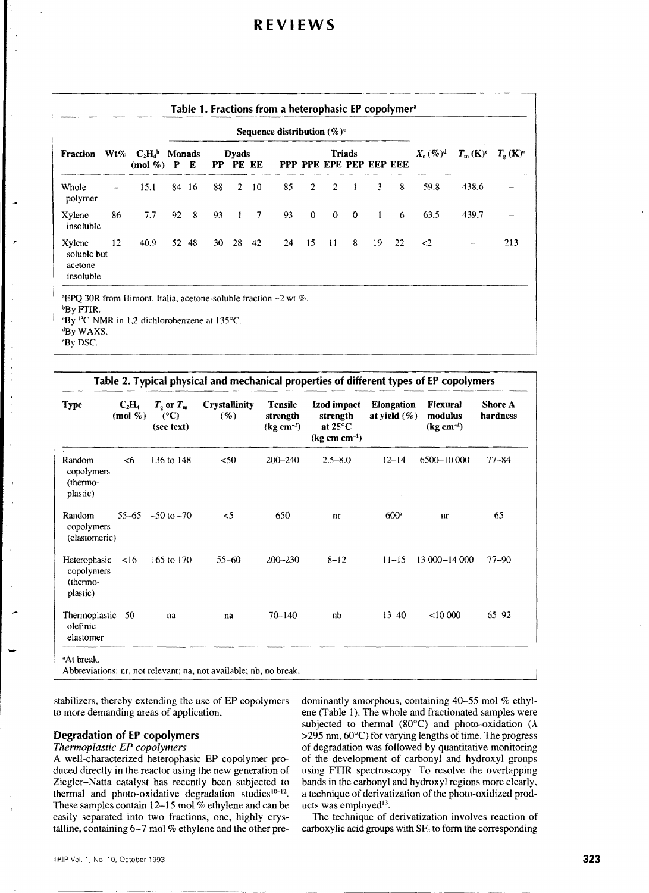**Table 1. Fractions from a heterophasic EP copolymer[a]**

| Fraction | Wt% | $C_2H_4$[b] (mol %) | Monads |  | Dyads |  |  | Triads |  |  |  |  |  | $X_c$ (%)[d] | $T_m$ (K)[e] | $T_g$ (K)[e] |
|---|---|---|---|---|---|---|---|---|---|---|---|---|---|---|---|---|
|  |  |  | Sequence distribution (%)[c] |  |  |  |  |  |  |  |  |  |  |  |  |  |
|  |  |  | P | E | PP | PE | EE | PPP | PPE | EPE | PEP | EEP | EEE |  |  |  |
| Whole polymer | – | 15.1 | 84 | 16 | 88 | 2 | 10 | 85 | 2 | 2 | 1 | 3 | 8 | 59.8 | 438.6 | – |
| Xylene insoluble | 86 | 7.7 | 92 | 8 | 93 | 1 | 7 | 93 | 0 | 0 | 0 | 1 | 6 | 63.5 | 439.7 | – |
| Xylene soluble but acetone insoluble | 12 | 40.9 | 52 | 48 | 30 | 28 | 42 | 24 | 15 | 11 | 8 | 19 | 22 | <2 | – | 213 |

[a]EPQ 30R from Himont, Italia, acetone-soluble fraction ~2 wt %.
[b]By FTIR.
[c]By $^{13}$C-NMR in 1,2-dichlorobenzene at 135°C.
[d]By WAXS.
[e]By DSC.

**Table 2. Typical physical and mechanical properties of different types of EP copolymers**

| Type | $C_2H_4$ (mol %) | $T_g$ or $T_m$ (°C) (see text) | Crystallinity (%) | Tensile strength (kg cm$^{-2}$) | Izod impact strength at 25°C (kg cm cm$^{-1}$) | Elongation at yield (%) | Flexural modulus (kg cm$^{-2}$) | Shore A hardness |
|---|---|---|---|---|---|---|---|---|
| Random copolymers (thermoplastic) | <6 | 136 to 148 | <50 | 200–240 | 2.5–8.0 | 12–14 | 6500–10 000 | 77–84 |
| Random copolymers (elastomeric) | 55–65 | –50 to –70 | <5 | 650 | nr | 600[a] | nr | 65 |
| Heterophasic copolymers (thermoplastic) | <16 | 165 to 170 | 55–60 | 200–230 | 8–12 | 11–15 | 13 000–14 000 | 77–90 |
| Thermoplastic olefinic elastomer | 50 | na | na | 70–140 | nb | 13–40 | <10 000 | 65–92 |

[a]At break.
Abbreviations: nr, not relevant; na, not available; nb, no break.

stabilizers, thereby extending the use of EP copolymers to more demanding areas of application.

## Degradation of EP copolymers

### *Thermoplastic EP copolymers*

A well-characterized heterophasic EP copolymer produced directly in the reactor using the new generation of Ziegler–Natta catalyst has recently been subjected to thermal and photo-oxidative degradation studies[10–12]. These samples contain 12–15 mol % ethylene and can be easily separated into two fractions, one, highly crystalline, containing 6–7 mol % ethylene and the other predominantly amorphous, containing 40–55 mol % ethylene (Table 1). The whole and fractionated samples were subjected to thermal (80°C) and photo-oxidation ($\lambda$ >295 nm, 60°C) for varying lengths of time. The progress of degradation was followed by quantitative monitoring of the development of carbonyl and hydroxyl groups using FTIR spectroscopy. To resolve the overlapping bands in the carbonyl and hydroxyl regions more clearly, a technique of derivatization of the photo-oxidized products was employed[13].

The technique of derivatization involves reaction of carboxylic acid groups with $SF_4$ to form the corresponding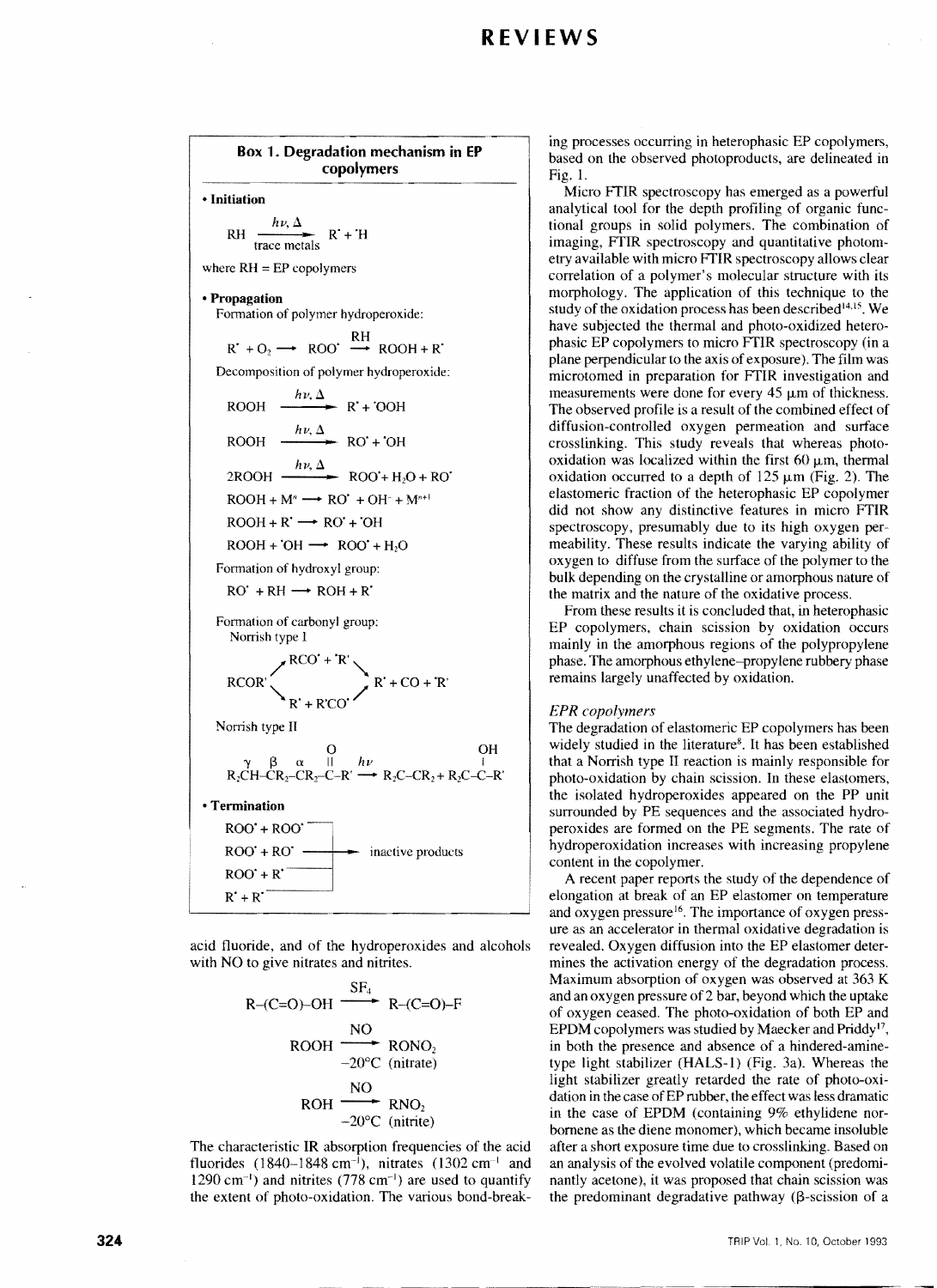### Box 1. Degradation mechanism in EP copolymers

**• Initiation**

$$\mathrm{RH} \xrightarrow[\text{trace metals}]{h\nu,\,\Delta} \mathrm{R^{\bullet}} + {}^{\bullet}\mathrm{H}$$

where RH = EP copolymers

**• Propagation**

Formation of polymer hydroperoxide:

$$\mathrm{R^{\bullet}} + \mathrm{O_2} \longrightarrow \mathrm{ROO^{\bullet}} \xrightarrow{\mathrm{RH}} \mathrm{ROOH} + \mathrm{R^{\bullet}}$$

Decomposition of polymer hydroperoxide:

$$\mathrm{ROOH} \xrightarrow{h\nu,\,\Delta} \mathrm{R^{\bullet}} + {}^{\bullet}\mathrm{OOH}$$

$$\mathrm{ROOH} \xrightarrow{h\nu,\,\Delta} \mathrm{RO^{\bullet}} + {}^{\bullet}\mathrm{OH}$$

$$2\mathrm{ROOH} \xrightarrow{h\nu,\,\Delta} \mathrm{ROO^{\bullet}} + \mathrm{H_2O} + \mathrm{RO^{\bullet}}$$

$$\mathrm{ROOH} + \mathrm{M}^{n} \longrightarrow \mathrm{RO^{\bullet}} + \mathrm{OH^{-}} + \mathrm{M}^{n+1}$$

$$\mathrm{ROOH} + \mathrm{R^{\bullet}} \longrightarrow \mathrm{RO^{\bullet}} + {}^{\bullet}\mathrm{OH}$$

$$\mathrm{ROOH} + {}^{\bullet}\mathrm{OH} \longrightarrow \mathrm{ROO^{\bullet}} + \mathrm{H_2O}$$

Formation of hydroxyl group:

$$\mathrm{RO^{\bullet}} + \mathrm{RH} \longrightarrow \mathrm{ROH} + \mathrm{R^{\bullet}}$$

Formation of carbonyl group:

Norrish type I

$$\mathrm{RCOR'} \longrightarrow \mathrm{RCO^{\bullet}} + {}^{\bullet}\mathrm{R'} \quad \text{or} \quad \mathrm{R^{\bullet}} + \mathrm{R'CO^{\bullet}} \longrightarrow \mathrm{R^{\bullet}} + \mathrm{CO} + {}^{\bullet}\mathrm{R'}$$

Norrish type II

$$\mathrm{R_2\overset{\gamma}{C}H{-}\overset{\beta}{C}R_2{-}\overset{\alpha}{C}R_2{-}\overset{O}{\overset{\|}{C}}{-}R'} \xrightarrow{h\nu} \mathrm{R_2C{-}CR_2} + \mathrm{R_2C{=}\overset{OH}{\overset{|}{C}}{-}R'}$$

**• Termination**

$$\left.\begin{array}{l}\mathrm{ROO^{\bullet}} + \mathrm{ROO^{\bullet}} \\ \mathrm{ROO^{\bullet}} + \mathrm{RO^{\bullet}} \\ \mathrm{ROO^{\bullet}} + \mathrm{R^{\bullet}} \\ \mathrm{R^{\bullet}} + \mathrm{R^{\bullet}}\end{array}\right\} \longrightarrow \text{inactive products}$$

acid fluoride, and of the hydroperoxides and alcohols with NO to give nitrates and nitrites.

$$\mathrm{R{-}(C{=}O){-}OH} \xrightarrow{\mathrm{SF_4}} \mathrm{R{-}(C{=}O){-}F}$$

$$\mathrm{ROOH} \xrightarrow[-20^{\circ}\mathrm{C}]{\mathrm{NO}} \mathrm{RONO_2} \text{ (nitrate)}$$

$$\mathrm{ROH} \xrightarrow[-20^{\circ}\mathrm{C}]{\mathrm{NO}} \mathrm{RNO_2} \text{ (nitrite)}$$

The characteristic IR absorption frequencies of the acid fluorides (1840–1848 $\mathrm{cm^{-1}}$), nitrates (1302 $\mathrm{cm^{-1}}$ and 1290 $\mathrm{cm^{-1}}$) and nitrites (778 $\mathrm{cm^{-1}}$) are used to quantify the extent of photo-oxidation. The various bond-breaking processes occurring in heterophasic EP copolymers, based on the observed photoproducts, are delineated in Fig. 1.

Micro FTIR spectroscopy has emerged as a powerful analytical tool for the depth profiling of organic functional groups in solid polymers. The combination of imaging, FTIR spectroscopy and quantitative photometry available with micro FTIR spectroscopy allows clear correlation of a polymer's molecular structure with its morphology. The application of this technique to the study of the oxidation process has been described[14,15]. We have subjected the thermal and photo-oxidized heterophasic EP copolymers to micro FTIR spectroscopy (in a plane perpendicular to the axis of exposure). The film was microtomed in preparation for FTIR investigation and measurements were done for every 45 μm of thickness. The observed profile is a result of the combined effect of diffusion-controlled oxygen permeation and surface crosslinking. This study reveals that whereas photo-oxidation was localized within the first 60 μm, thermal oxidation occurred to a depth of 125 μm (Fig. 2). The elastomeric fraction of the heterophasic EP copolymer did not show any distinctive features in micro FTIR spectroscopy, presumably due to its high oxygen permeability. These results indicate the varying ability of oxygen to diffuse from the surface of the polymer to the bulk depending on the crystalline or amorphous nature of the matrix and the nature of the oxidative process.

From these results it is concluded that, in heterophasic EP copolymers, chain scission by oxidation occurs mainly in the amorphous regions of the polypropylene phase. The amorphous ethylene–propylene rubbery phase remains largely unaffected by oxidation.

### *EPR copolymers*

The degradation of elastomeric EP copolymers has been widely studied in the literature[8]. It has been established that a Norrish type II reaction is mainly responsible for photo-oxidation by chain scission. In these elastomers, the isolated hydroperoxides appeared on the PP unit surrounded by PE sequences and the associated hydroperoxides are formed on the PE segments. The rate of hydroperoxidation increases with increasing propylene content in the copolymer.

A recent paper reports the study of the dependence of elongation at break of an EP elastomer on temperature and oxygen pressure[16]. The importance of oxygen pressure as an accelerator in thermal oxidative degradation is revealed. Oxygen diffusion into the EP elastomer determines the activation energy of the degradation process. Maximum absorption of oxygen was observed at 363 K and an oxygen pressure of 2 bar, beyond which the uptake of oxygen ceased. The photo-oxidation of both EP and EPDM copolymers was studied by Maecker and Priddy[17], in both the presence and absence of a hindered-amine-type light stabilizer (HALS-1) (Fig. 3a). Whereas the light stabilizer greatly retarded the rate of photo-oxidation in the case of EP rubber, the effect was less dramatic in the case of EPDM (containing 9% ethylidene norbornene as the diene monomer), which became insoluble after a short exposure time due to crosslinking. Based on an analysis of the evolved volatile component (predominantly acetone), it was proposed that chain scission was the predominant degradative pathway (β-scission of a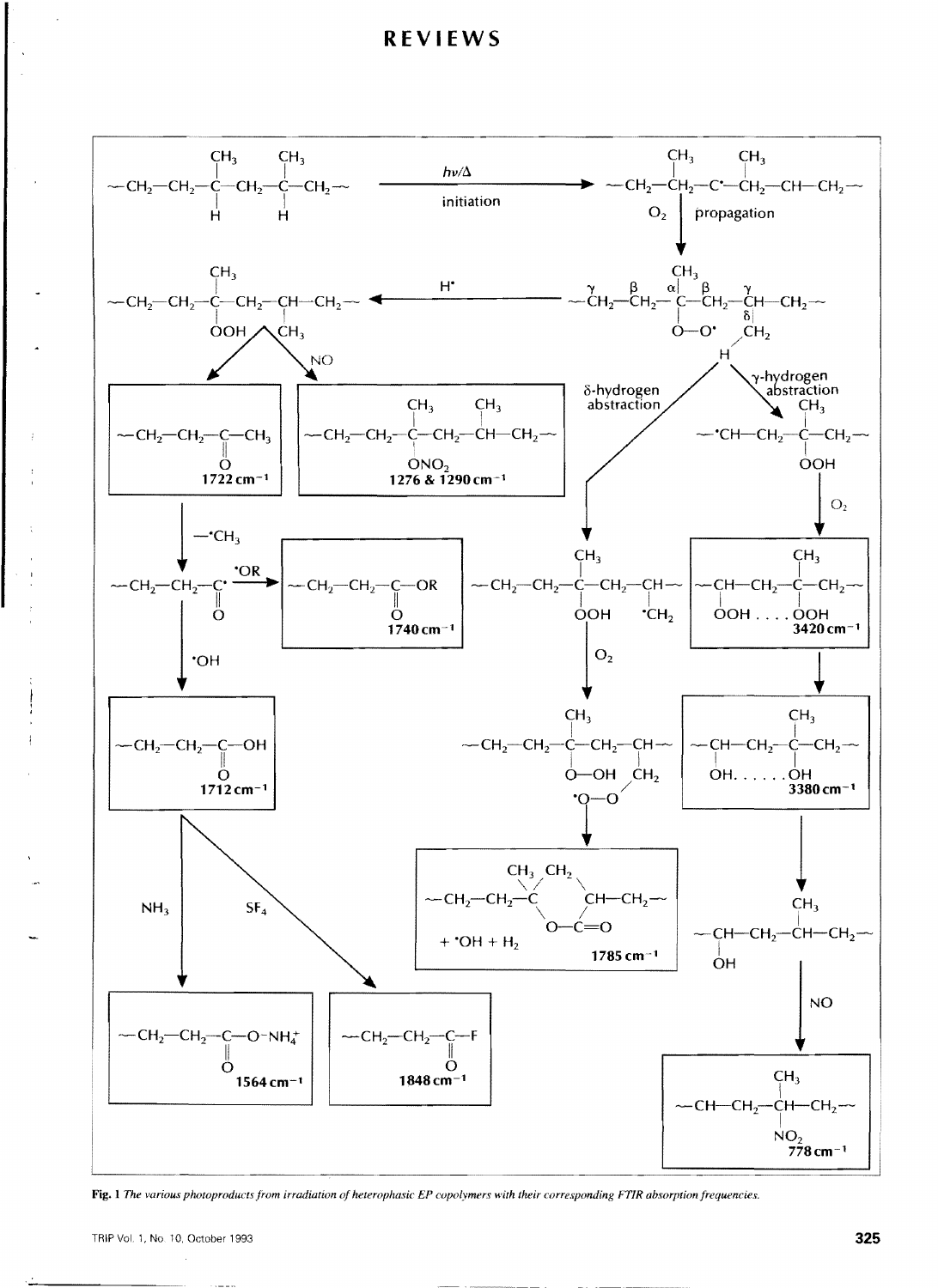**Fig. 1** *The various photoproducts from irradiation of heterophasic EP copolymers with their corresponding FTIR absorption frequencies.*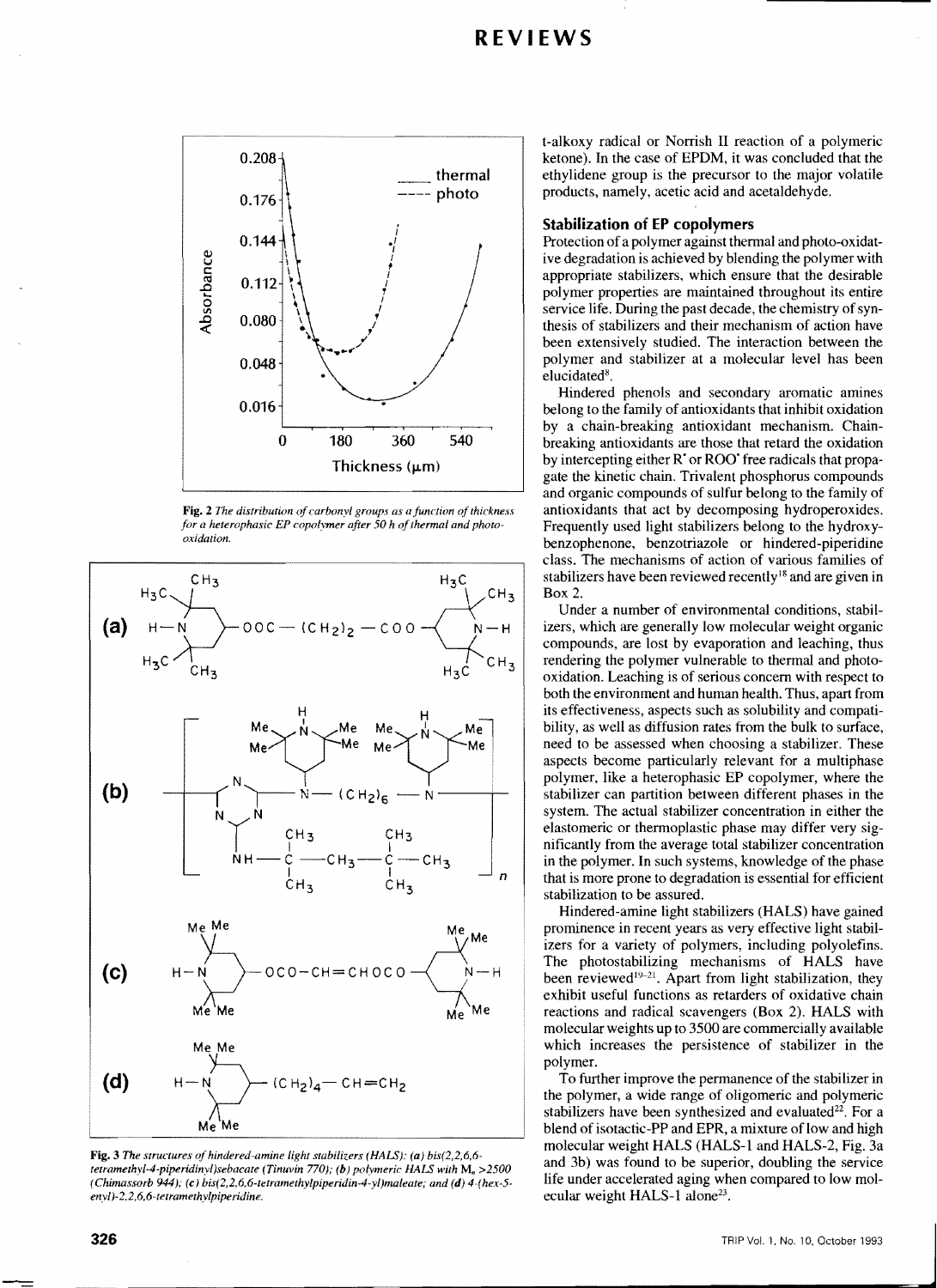**Fig. 2** *The distribution of carbonyl groups as a function of thickness for a heterophasic EP copolymer after 50 h of thermal and photo-oxidation.*

**Fig. 3** *The structures of hindered-amine light stabilizers (HALS): (a) bis(2,2,6,6-tetramethyl-4-piperidinyl)sebacate (Tinuvin 770); (b) polymeric HALS with $M_n$ >2500 (Chimassorb 944); (c) bis(2,2,6,6-tetramethylpiperidin-4-yl)maleate; and (d) 4-(hex-5-enyl)-2,2,6,6-tetramethylpiperidine.*

t-alkoxy radical or Norrish II reaction of a polymeric ketone). In the case of EPDM, it was concluded that the ethylidene group is the precursor to the major volatile products, namely, acetic acid and acetaldehyde.

### Stabilization of EP copolymers

Protection of a polymer against thermal and photo-oxidative degradation is achieved by blending the polymer with appropriate stabilizers, which ensure that the desirable polymer properties are maintained throughout its entire service life. During the past decade, the chemistry of synthesis of stabilizers and their mechanism of action have been extensively studied. The interaction between the polymer and stabilizer at a molecular level has been elucidated[8].

Hindered phenols and secondary aromatic amines belong to the family of antioxidants that inhibit oxidation by a chain-breaking antioxidant mechanism. Chain-breaking antioxidants are those that retard the oxidation by intercepting either R$^\bullet$ or ROO$^\bullet$ free radicals that propagate the kinetic chain. Trivalent phosphorus compounds and organic compounds of sulfur belong to the family of antioxidants that act by decomposing hydroperoxides. Frequently used light stabilizers belong to the hydroxybenzophenone, benzotriazole or hindered-piperidine class. The mechanisms of action of various families of stabilizers have been reviewed recently[18] and are given in Box 2.

Under a number of environmental conditions, stabilizers, which are generally low molecular weight organic compounds, are lost by evaporation and leaching, thus rendering the polymer vulnerable to thermal and photo-oxidation. Leaching is of serious concern with respect to both the environment and human health. Thus, apart from its effectiveness, aspects such as solubility and compatibility, as well as diffusion rates from the bulk to surface, need to be assessed when choosing a stabilizer. These aspects become particularly relevant for a multiphase polymer, like a heterophasic EP copolymer, where the stabilizer can partition between different phases in the system. The actual stabilizer concentration in either the elastomeric or thermoplastic phase may differ very significantly from the average total stabilizer concentration in the polymer. In such systems, knowledge of the phase that is more prone to degradation is essential for efficient stabilization to be assured.

Hindered-amine light stabilizers (HALS) have gained prominence in recent years as very effective light stabilizers for a variety of polymers, including polyolefins. The photostabilizing mechanisms of HALS have been reviewed[19–21]. Apart from light stabilization, they exhibit useful functions as retarders of oxidative chain reactions and radical scavengers (Box 2). HALS with molecular weights up to 3500 are commercially available which increases the persistence of stabilizer in the polymer.

To further improve the permanence of the stabilizer in the polymer, a wide range of oligomeric and polymeric stabilizers have been synthesized and evaluated[22]. For a blend of isotactic-PP and EPR, a mixture of low and high molecular weight HALS (HALS-1 and HALS-2, Fig. 3a and 3b) was found to be superior, doubling the service life under accelerated aging when compared to low molecular weight HALS-1 alone[23].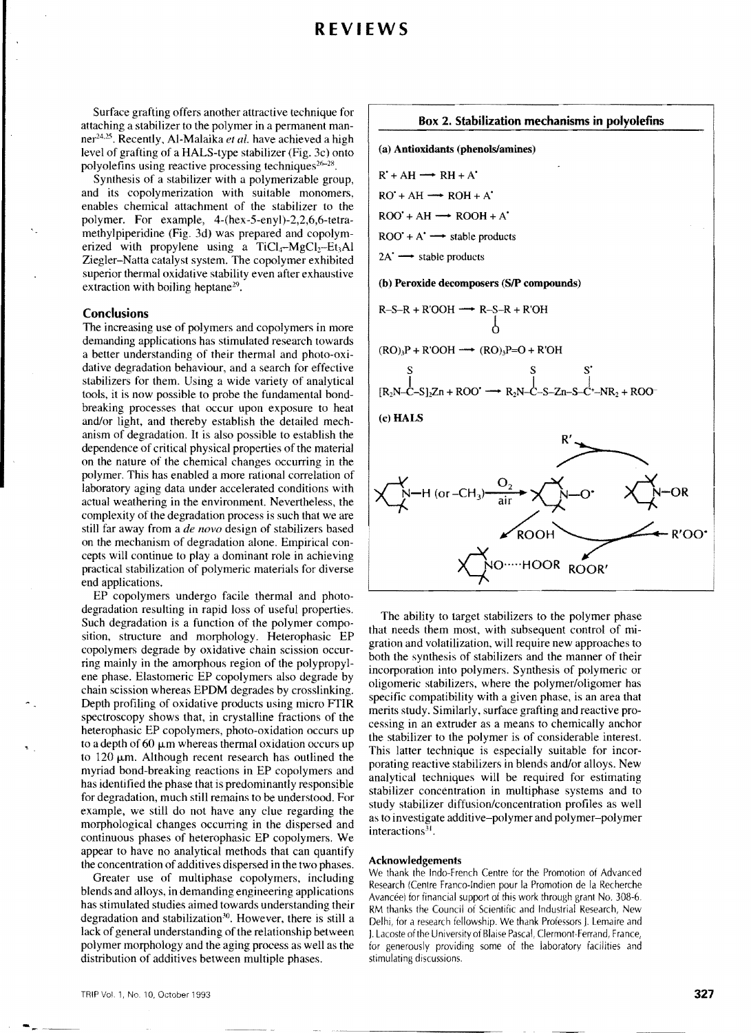Surface grafting offers another attractive technique for attaching a stabilizer to the polymer in a permanent manner[24,25]. Recently, Al-Malaika *et al.* have achieved a high level of grafting of a HALS-type stabilizer (Fig. 3c) onto polyolefins using reactive processing techniques[26–28].

Synthesis of a stabilizer with a polymerizable group, and its copolymerization with suitable monomers, enables chemical attachment of the stabilizer to the polymer. For example, 4-(hex-5-enyl)-2,2,6,6-tetramethylpiperidine (Fig. 3d) was prepared and copolymerized with propylene using a $TiCl_4$–$MgCl_2$–$Et_3Al$ Ziegler–Natta catalyst system. The copolymer exhibited superior thermal oxidative stability even after exhaustive extraction with boiling heptane[29].

## Conclusions

The increasing use of polymers and copolymers in more demanding applications has stimulated research towards a better understanding of their thermal and photo-oxidative degradation behaviour, and a search for effective stabilizers for them. Using a wide variety of analytical tools, it is now possible to probe the fundamental bond-breaking processes that occur upon exposure to heat and/or light, and thereby establish the detailed mechanism of degradation. It is also possible to establish the dependence of critical physical properties of the material on the nature of the chemical changes occurring in the polymer. This has enabled a more rational correlation of laboratory aging data under accelerated conditions with actual weathering in the environment. Nevertheless, the complexity of the degradation process is such that we are still far away from a *de novo* design of stabilizers based on the mechanism of degradation alone. Empirical concepts will continue to play a dominant role in achieving practical stabilization of polymeric materials for diverse end applications.

EP copolymers undergo facile thermal and photodegradation resulting in rapid loss of useful properties. Such degradation is a function of the polymer composition, structure and morphology. Heterophasic EP copolymers degrade by oxidative chain scission occurring mainly in the amorphous region of the polypropylene phase. Elastomeric EP copolymers also degrade by chain scission whereas EPDM degrades by crosslinking. Depth profiling of oxidative products using micro FTIR spectroscopy shows that, in crystalline fractions of the heterophasic EP copolymers, photo-oxidation occurs up to a depth of 60 μm whereas thermal oxidation occurs up to 120 μm. Although recent research has outlined the myriad bond-breaking reactions in EP copolymers and has identified the phase that is predominantly responsible for degradation, much still remains to be understood. For example, we still do not have any clue regarding the morphological changes occurring in the dispersed and continuous phases of heterophasic EP copolymers. We appear to have no analytical methods that can quantify the concentration of additives dispersed in the two phases.

Greater use of multiphase copolymers, including blends and alloys, in demanding engineering applications has stimulated studies aimed towards understanding their degradation and stabilization[30]. However, there is still a lack of general understanding of the relationship between polymer morphology and the aging process as well as the distribution of additives between multiple phases.

### Box 2. Stabilization mechanisms in polyolefins

**(a) Antioxidants (phenols/amines)**

$$R^\bullet + AH \rightarrow RH + A^\bullet$$

$$RO^\bullet + AH \rightarrow ROH + A^\bullet$$

$$ROO^\bullet + AH \rightarrow ROOH + A^\bullet$$

$$ROO^\bullet + A^\bullet \rightarrow \text{stable products}$$

$$2A^\bullet \rightarrow \text{stable products}$$

**(b) Peroxide decomposers (S/P compounds)**

$$R\text{–}S\text{–}R + R'OOH \rightarrow R\text{–}S(O)\text{–}R + R'OH$$

$$(RO)_3P + R'OOH \rightarrow (RO)_3P{=}O + R'OH$$

$$[R_2N\text{–}C(S)\text{–}S]_2Zn + ROO^\bullet \rightarrow R_2N\text{–}C(S)\text{–}S\text{–}Zn\text{–}S\text{–}C^{+}(S^\bullet)\text{–}NR_2 + ROO^-$$

**(c) HALS**

>N–H (or –CH$_3$) $\xrightarrow[\text{air}]{O_2}$ >N–O$^\bullet$; >N–O$^\bullet$ + R'$^\bullet$ → >N–OR; >N–OR + R'OO$^\bullet$ → >N–O$^\bullet$ + ROOR'; >N–O$^\bullet$ + ROOH → >NO·····HOOR

The ability to target stabilizers to the polymer phase that needs them most, with subsequent control of migration and volatilization, will require new approaches to both the synthesis of stabilizers and the manner of their incorporation into polymers. Synthesis of polymeric or oligomeric stabilizers, where the polymer/oligomer has specific compatibility with a given phase, is an area that merits study. Similarly, surface grafting and reactive processing in an extruder as a means to chemically anchor the stabilizer to the polymer is of considerable interest. This latter technique is especially suitable for incorporating reactive stabilizers in blends and/or alloys. New analytical techniques will be required for estimating stabilizer concentration in multiphase systems and to study stabilizer diffusion/concentration profiles as well as to investigate additive–polymer and polymer–polymer interactions[31].

### Acknowledgements

We thank the Indo-French Centre for the Promotion of Advanced Research (Centre Franco-Indien pour la Promotion de la Recherche Avancée) for financial support of this work through grant No. 308-6. RM thanks the Council of Scientific and Industrial Research, New Delhi, for a research fellowship. We thank Professors J. Lemaire and J. Lacoste of the University of Blaise Pascal, Clermont-Ferrand, France, for generously providing some of the laboratory facilities and stimulating discussions.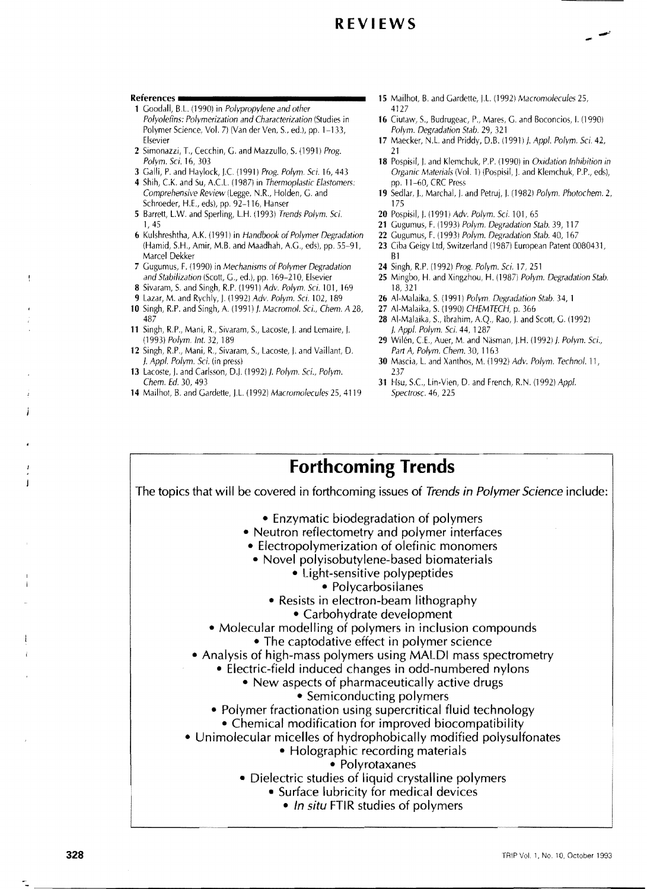## References

1 Goodall, B.L. (1990) in *Polypropylene and other Polyolefins: Polymerization and Characterization* (Studies in Polymer Science, Vol. 7) (Van der Ven, S., ed.), pp. 1–133, Elsevier

2 Simonazzi, T., Cecchin, G. and Mazzullo, S. (1991) *Prog. Polym. Sci.* 16, 303

3 Galli, P. and Haylock, J.C. (1991) *Prog. Polym. Sci.* 16, 443

4 Shih, C.K. and Su, A.C.L. (1987) in *Thermoplastic Elastomers: Comprehensive Review* (Legge, N.R., Holden, G. and Schroeder, H.E., eds), pp. 92–116, Hanser

5 Barrett, L.W. and Sperling, L.H. (1993) *Trends Polym. Sci.* 1, 45

6 Kulshreshtha, A.K. (1991) in *Handbook of Polymer Degradation* (Hamid, S.H., Amir, M.B. and Maadhah, A.G., eds), pp. 55–91, Marcel Dekker

7 Gugumus, F. (1990) in *Mechanisms of Polymer Degradation and Stabilization* (Scott, G., ed.), pp. 169–210, Elsevier

8 Sivaram, S. and Singh, R.P. (1991) *Adv. Polym. Sci.* 101, 169

9 Lazar, M. and Rychly, J. (1992) *Adv. Polym. Sci.* 102, 189

10 Singh, R.P. and Singh, A. (1991) *J. Macromol. Sci., Chem.* A 28, 487

11 Singh, R.P., Mani, R., Sivaram, S., Lacoste, J. and Lemaire, J. (1993) *Polym. Int.* 32, 189

12 Singh, R.P., Mani, R., Sivaram, S., Lacoste, J. and Vaillant, D. *J. Appl. Polym. Sci.* (in press)

13 Lacoste, J. and Carlsson, D.J. (1992) *J. Polym. Sci., Polym. Chem. Ed.* 30, 493

14 Mailhot, B. and Gardette, J.L. (1992) *Macromolecules* 25, 4119

15 Mailhot, B. and Gardette, J.L. (1992) *Macromolecules* 25, 4127

16 Ciutaw, S., Budrugeac, P., Mares, G. and Boconcios, I. (1990) *Polym. Degradation Stab.* 29, 321

17 Maecker, N.L. and Priddy, D.B. (1991) *J. Appl. Polym. Sci.* 42, 21

18 Pospisil, J. and Klemchuk, P.P. (1990) in *Oxidation Inhibition in Organic Materials* (Vol. 1) (Pospisil, J. and Klemchuk, P.P., eds), pp. 11–60, CRC Press

19 Sedlar, J., Marchal, J. and Petruj, J. (1982) *Polym. Photochem.* 2, 175

20 Pospisil, J. (1991) *Adv. Polym. Sci.* 101, 65

21 Gugumus, F. (1993) *Polym. Degradation Stab.* 39, 117

22 Gugumus, F. (1993) *Polym. Degradation Stab.* 40, 167

23 Ciba Geigy Ltd, Switzerland (1987) European Patent 0080431, B1

24 Singh, R.P. (1992) *Prog. Polym. Sci.* 17, 251

25 Mingbo, H. and Xingzhou, H. (1987) *Polym. Degradation Stab.* 18, 321

26 Al-Malaika, S. (1991) *Polym. Degradation Stab.* 34, 1

27 Al-Malaika, S. (1990) *CHEMTECH*, p. 366

28 Al-Malaika, S., Ibrahim, A.Q., Rao, J. and Scott, G. (1992) *J. Appl. Polym. Sci.* 44, 1287

29 Wilén, C.E., Auer, M. and Näsman, J.H. (1992) *J. Polym. Sci., Part A, Polym. Chem.* 30, 1163

30 Mascia, L. and Xanthos, M. (1992) *Adv. Polym. Technol.* 11, 237

31 Hsu, S.C., Lin-Vien, D. and French, R.N. (1992) *Appl. Spectrosc.* 46, 225

## Forthcoming Trends

The topics that will be covered in forthcoming issues of *Trends in Polymer Science* include:

- Enzymatic biodegradation of polymers
- Neutron reflectometry and polymer interfaces
- Electropolymerization of olefinic monomers
- Novel polyisobutylene-based biomaterials
- Light-sensitive polypeptides
- Polycarbosilanes
- Resists in electron-beam lithography
- Carbohydrate development
- Molecular modelling of polymers in inclusion compounds
- The captodative effect in polymer science
- Analysis of high-mass polymers using MALDI mass spectrometry
- Electric-field induced changes in odd-numbered nylons
- New aspects of pharmaceutically active drugs
- Semiconducting polymers
- Polymer fractionation using supercritical fluid technology
- Chemical modification for improved biocompatibility
- Unimolecular micelles of hydrophobically modified polysulfonates
- Holographic recording materials
- Polyrotaxanes
- Dielectric studies of liquid crystalline polymers
- Surface lubricity for medical devices
- *In situ* FTIR studies of polymers